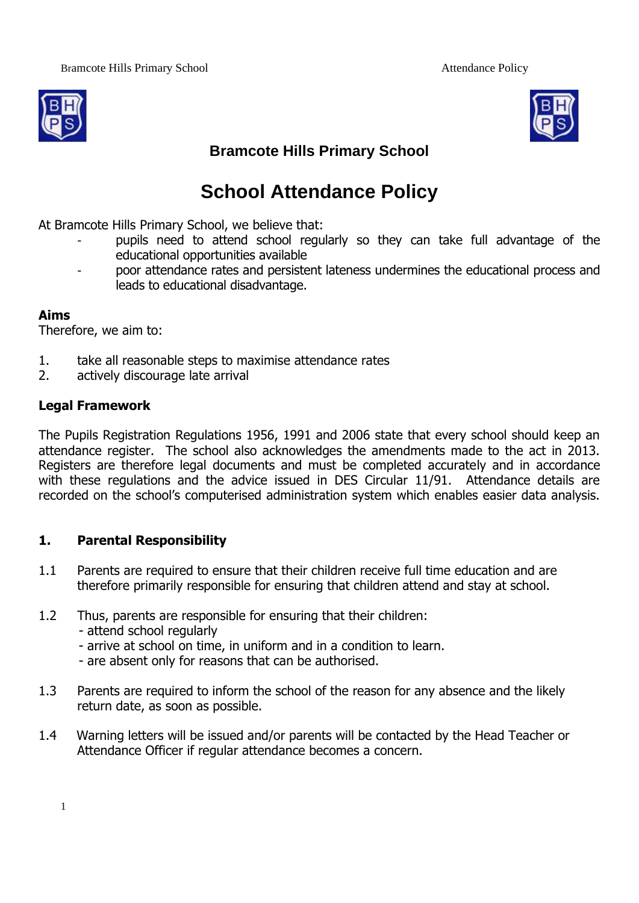# Bramcote Hills Primary School

# School Attendance Policy

At Bramcote Hills Primary School, we believe that:

- pupils need to attend school regularly so they can take full advantage of the educational opportunities available
- poor attendance rates and persistent lateness undermines the educational process and leads to educational disadvantage.

**Aims**

Therefore, we aim to:

1. take all reasonable steps to maximise attendance rates
2. actively discourage late arrival

**Legal Framework**

The Pupils Registration Regulations 1956, 1991 and 2006 state that every school should keep an attendance register. The school also acknowledges the amendments made to the act in 2013. Registers are therefore legal documents and must be completed accurately and in accordance with these regulations and the advice issued in DES Circular 11/91. Attendance details are recorded on the school's computerised administration system which enables easier data analysis.

## 1. Parental Responsibility

1.1 Parents are required to ensure that their children receive full time education and are therefore primarily responsible for ensuring that children attend and stay at school.

1.2 Thus, parents are responsible for ensuring that their children:
- attend school regularly
- arrive at school on time, in uniform and in a condition to learn.
- are absent only for reasons that can be authorised.

1.3 Parents are required to inform the school of the reason for any absence and the likely return date, as soon as possible.

1.4 Warning letters will be issued and/or parents will be contacted by the Head Teacher or Attendance Officer if regular attendance becomes a concern.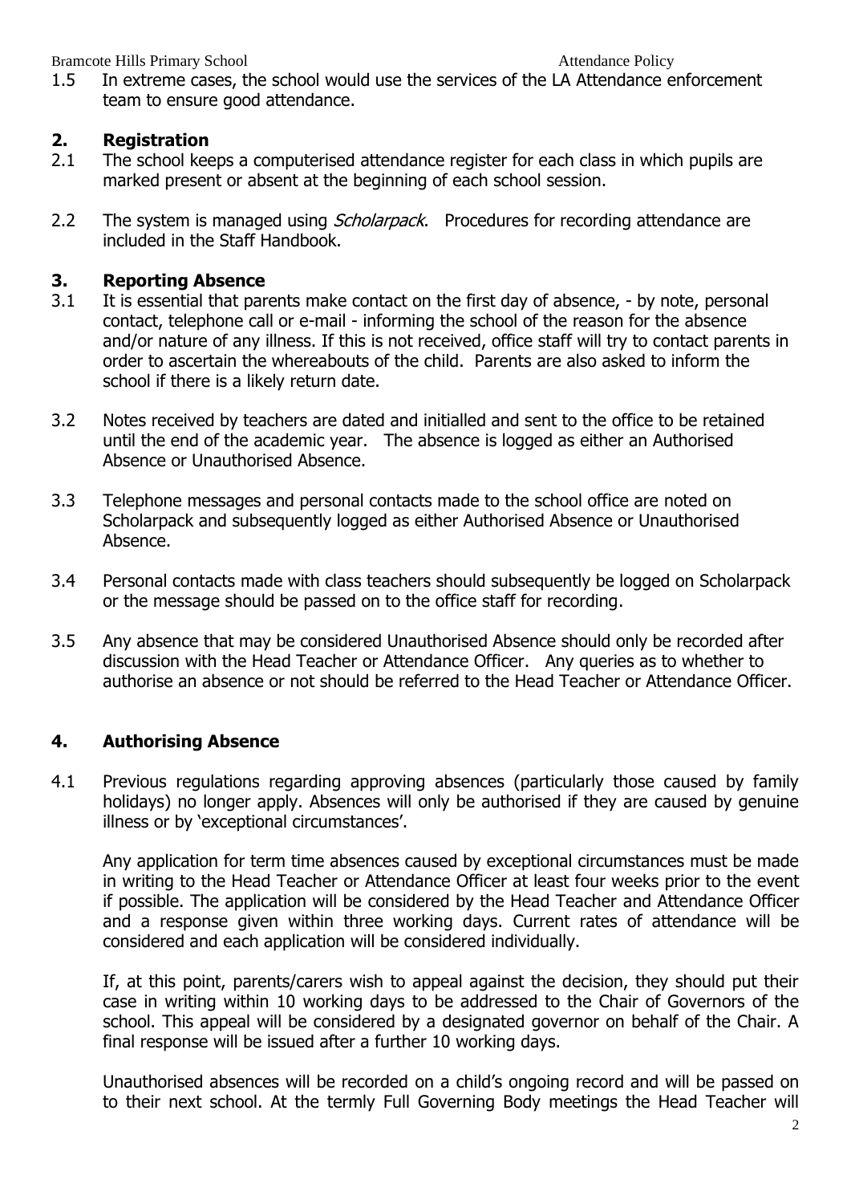1.5 In extreme cases, the school would use the services of the LA Attendance enforcement team to ensure good attendance.

## 2. Registration

2.1 The school keeps a computerised attendance register for each class in which pupils are marked present or absent at the beginning of each school session.

2.2 The system is managed using *Scholarpack*. Procedures for recording attendance are included in the Staff Handbook.

## 3. Reporting Absence

3.1 It is essential that parents make contact on the first day of absence, - by note, personal contact, telephone call or e-mail - informing the school of the reason for the absence and/or nature of any illness. If this is not received, office staff will try to contact parents in order to ascertain the whereabouts of the child. Parents are also asked to inform the school if there is a likely return date.

3.2 Notes received by teachers are dated and initialled and sent to the office to be retained until the end of the academic year. The absence is logged as either an Authorised Absence or Unauthorised Absence.

3.3 Telephone messages and personal contacts made to the school office are noted on Scholarpack and subsequently logged as either Authorised Absence or Unauthorised Absence.

3.4 Personal contacts made with class teachers should subsequently be logged on Scholarpack or the message should be passed on to the office staff for recording.

3.5 Any absence that may be considered Unauthorised Absence should only be recorded after discussion with the Head Teacher or Attendance Officer. Any queries as to whether to authorise an absence or not should be referred to the Head Teacher or Attendance Officer.

## 4. Authorising Absence

4.1 Previous regulations regarding approving absences (particularly those caused by family holidays) no longer apply. Absences will only be authorised if they are caused by genuine illness or by 'exceptional circumstances'.

Any application for term time absences caused by exceptional circumstances must be made in writing to the Head Teacher or Attendance Officer at least four weeks prior to the event if possible. The application will be considered by the Head Teacher and Attendance Officer and a response given within three working days. Current rates of attendance will be considered and each application will be considered individually.

If, at this point, parents/carers wish to appeal against the decision, they should put their case in writing within 10 working days to be addressed to the Chair of Governors of the school. This appeal will be considered by a designated governor on behalf of the Chair. A final response will be issued after a further 10 working days.

Unauthorised absences will be recorded on a child's ongoing record and will be passed on to their next school. At the termly Full Governing Body meetings the Head Teacher will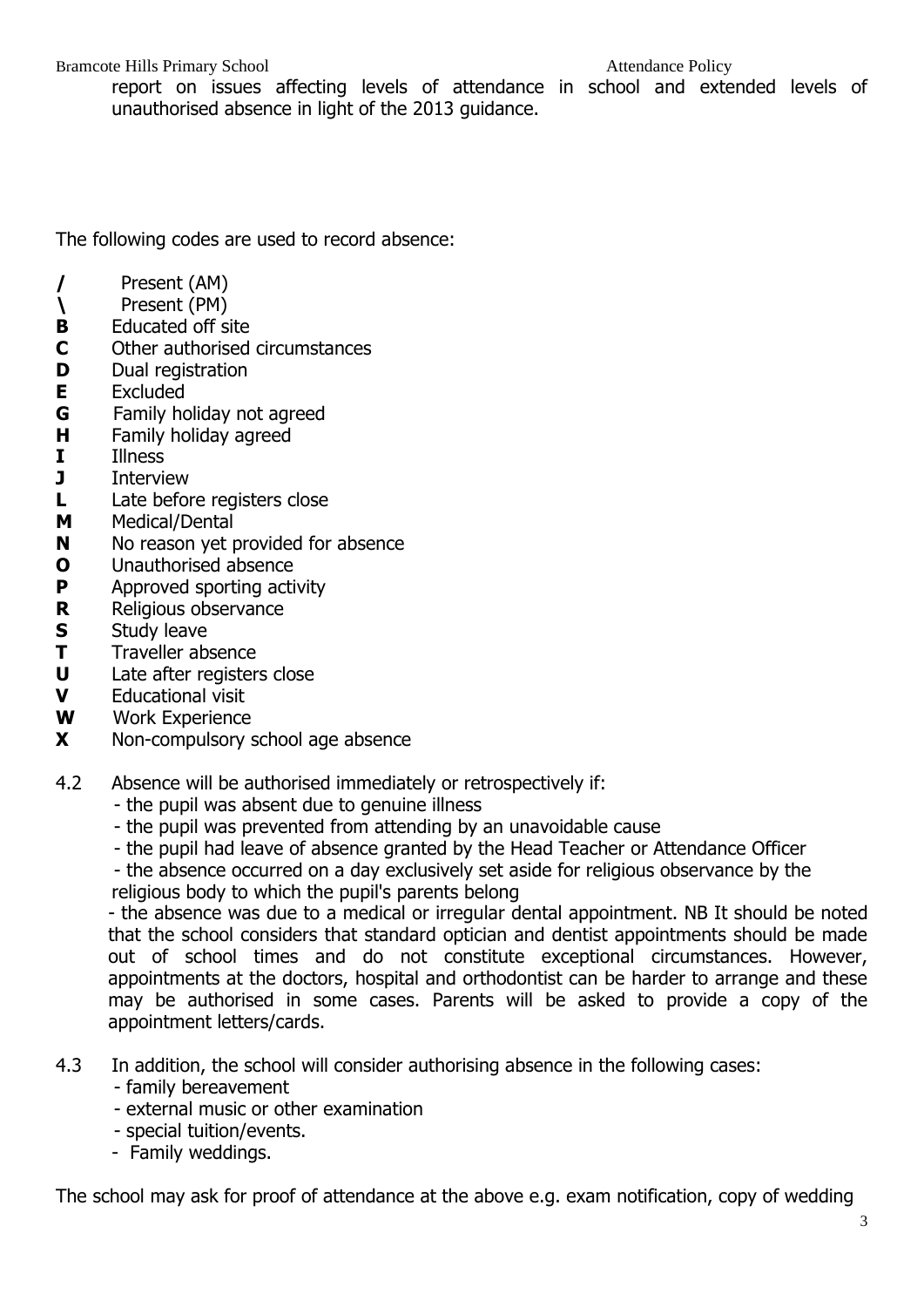report on issues affecting levels of attendance in school and extended levels of unauthorised absence in light of the 2013 guidance.

The following codes are used to record absence:

**/** Present (AM)
**\** Present (PM)
**B** Educated off site
**C** Other authorised circumstances
**D** Dual registration
**E** Excluded
**G** Family holiday not agreed
**H** Family holiday agreed
**I** Illness
**J** Interview
**L** Late before registers close
**M** Medical/Dental
**N** No reason yet provided for absence
**O** Unauthorised absence
**P** Approved sporting activity
**R** Religious observance
**S** Study leave
**T** Traveller absence
**U** Late after registers close
**V** Educational visit
**W** Work Experience
**X** Non-compulsory school age absence

4.2 Absence will be authorised immediately or retrospectively if:
- the pupil was absent due to genuine illness
- the pupil was prevented from attending by an unavoidable cause
- the pupil had leave of absence granted by the Head Teacher or Attendance Officer
- the absence occurred on a day exclusively set aside for religious observance by the religious body to which the pupil's parents belong
- the absence was due to a medical or irregular dental appointment. NB It should be noted that the school considers that standard optician and dentist appointments should be made out of school times and do not constitute exceptional circumstances. However, appointments at the doctors, hospital and orthodontist can be harder to arrange and these may be authorised in some cases. Parents will be asked to provide a copy of the appointment letters/cards.

4.3 In addition, the school will consider authorising absence in the following cases:
- family bereavement
- external music or other examination
- special tuition/events.
- Family weddings.

The school may ask for proof of attendance at the above e.g. exam notification, copy of wedding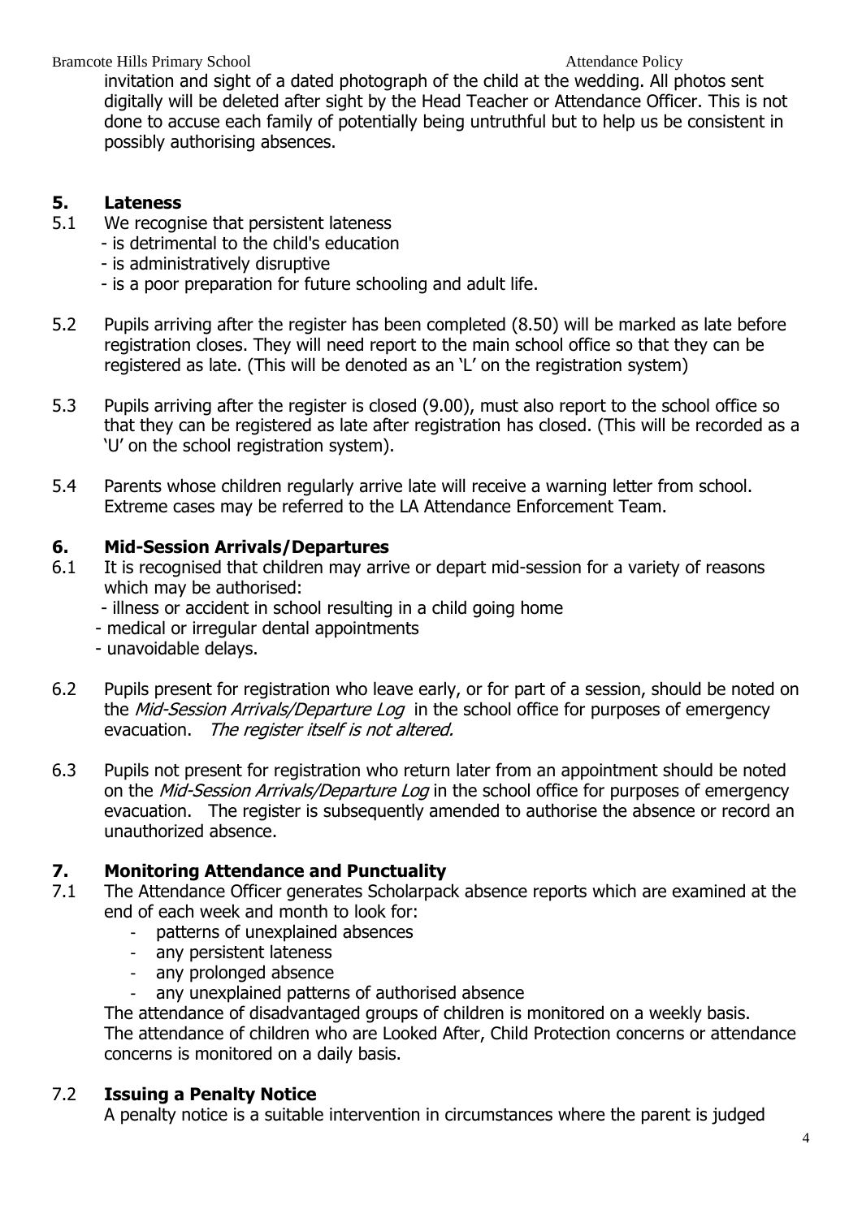invitation and sight of a dated photograph of the child at the wedding. All photos sent digitally will be deleted after sight by the Head Teacher or Attendance Officer. This is not done to accuse each family of potentially being untruthful but to help us be consistent in possibly authorising absences.

## 5. Lateness

5.1 We recognise that persistent lateness
- is detrimental to the child's education
- is administratively disruptive
- is a poor preparation for future schooling and adult life.

5.2 Pupils arriving after the register has been completed (8.50) will be marked as late before registration closes. They will need report to the main school office so that they can be registered as late. (This will be denoted as an 'L' on the registration system)

5.3 Pupils arriving after the register is closed (9.00), must also report to the school office so that they can be registered as late after registration has closed. (This will be recorded as a 'U' on the school registration system).

5.4 Parents whose children regularly arrive late will receive a warning letter from school. Extreme cases may be referred to the LA Attendance Enforcement Team.

## 6. Mid-Session Arrivals/Departures

6.1 It is recognised that children may arrive or depart mid-session for a variety of reasons which may be authorised:
- illness or accident in school resulting in a child going home
- medical or irregular dental appointments
- unavoidable delays.

6.2 Pupils present for registration who leave early, or for part of a session, should be noted on the *Mid-Session Arrivals/Departure Log* in the school office for purposes of emergency evacuation. *The register itself is not altered.*

6.3 Pupils not present for registration who return later from an appointment should be noted on the *Mid-Session Arrivals/Departure Log* in the school office for purposes of emergency evacuation. The register is subsequently amended to authorise the absence or record an unauthorized absence.

## 7. Monitoring Attendance and Punctuality

7.1 The Attendance Officer generates Scholarpack absence reports which are examined at the end of each week and month to look for:
- patterns of unexplained absences
- any persistent lateness
- any prolonged absence
- any unexplained patterns of authorised absence

The attendance of disadvantaged groups of children is monitored on a weekly basis.
The attendance of children who are Looked After, Child Protection concerns or attendance concerns is monitored on a daily basis.

7.2 **Issuing a Penalty Notice**

A penalty notice is a suitable intervention in circumstances where the parent is judged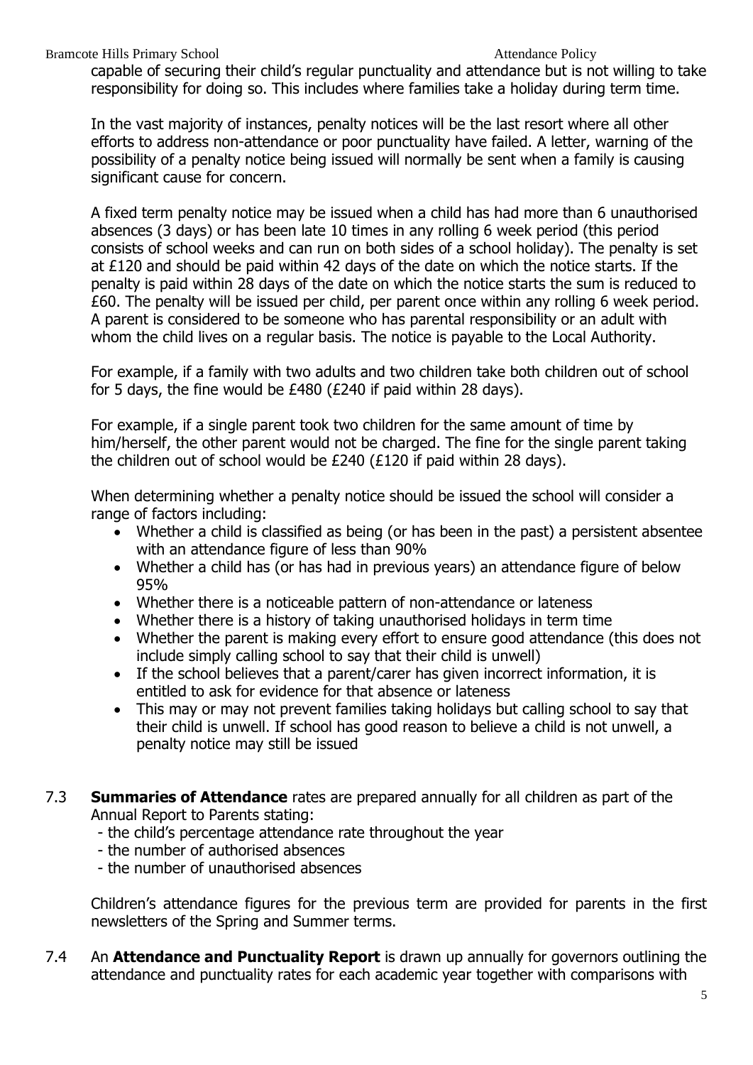capable of securing their child's regular punctuality and attendance but is not willing to take responsibility for doing so. This includes where families take a holiday during term time.

In the vast majority of instances, penalty notices will be the last resort where all other efforts to address non-attendance or poor punctuality have failed. A letter, warning of the possibility of a penalty notice being issued will normally be sent when a family is causing significant cause for concern.

A fixed term penalty notice may be issued when a child has had more than 6 unauthorised absences (3 days) or has been late 10 times in any rolling 6 week period (this period consists of school weeks and can run on both sides of a school holiday). The penalty is set at £120 and should be paid within 42 days of the date on which the notice starts. If the penalty is paid within 28 days of the date on which the notice starts the sum is reduced to £60. The penalty will be issued per child, per parent once within any rolling 6 week period. A parent is considered to be someone who has parental responsibility or an adult with whom the child lives on a regular basis. The notice is payable to the Local Authority.

For example, if a family with two adults and two children take both children out of school for 5 days, the fine would be £480 (£240 if paid within 28 days).

For example, if a single parent took two children for the same amount of time by him/herself, the other parent would not be charged. The fine for the single parent taking the children out of school would be £240 (£120 if paid within 28 days).

When determining whether a penalty notice should be issued the school will consider a range of factors including:

- Whether a child is classified as being (or has been in the past) a persistent absentee with an attendance figure of less than 90%
- Whether a child has (or has had in previous years) an attendance figure of below 95%
- Whether there is a noticeable pattern of non-attendance or lateness
- Whether there is a history of taking unauthorised holidays in term time
- Whether the parent is making every effort to ensure good attendance (this does not include simply calling school to say that their child is unwell)
- If the school believes that a parent/carer has given incorrect information, it is entitled to ask for evidence for that absence or lateness
- This may or may not prevent families taking holidays but calling school to say that their child is unwell. If school has good reason to believe a child is not unwell, a penalty notice may still be issued

7.3 **Summaries of Attendance** rates are prepared annually for all children as part of the Annual Report to Parents stating:

- the child's percentage attendance rate throughout the year
- the number of authorised absences
- the number of unauthorised absences

Children's attendance figures for the previous term are provided for parents in the first newsletters of the Spring and Summer terms.

7.4 An **Attendance and Punctuality Report** is drawn up annually for governors outlining the attendance and punctuality rates for each academic year together with comparisons with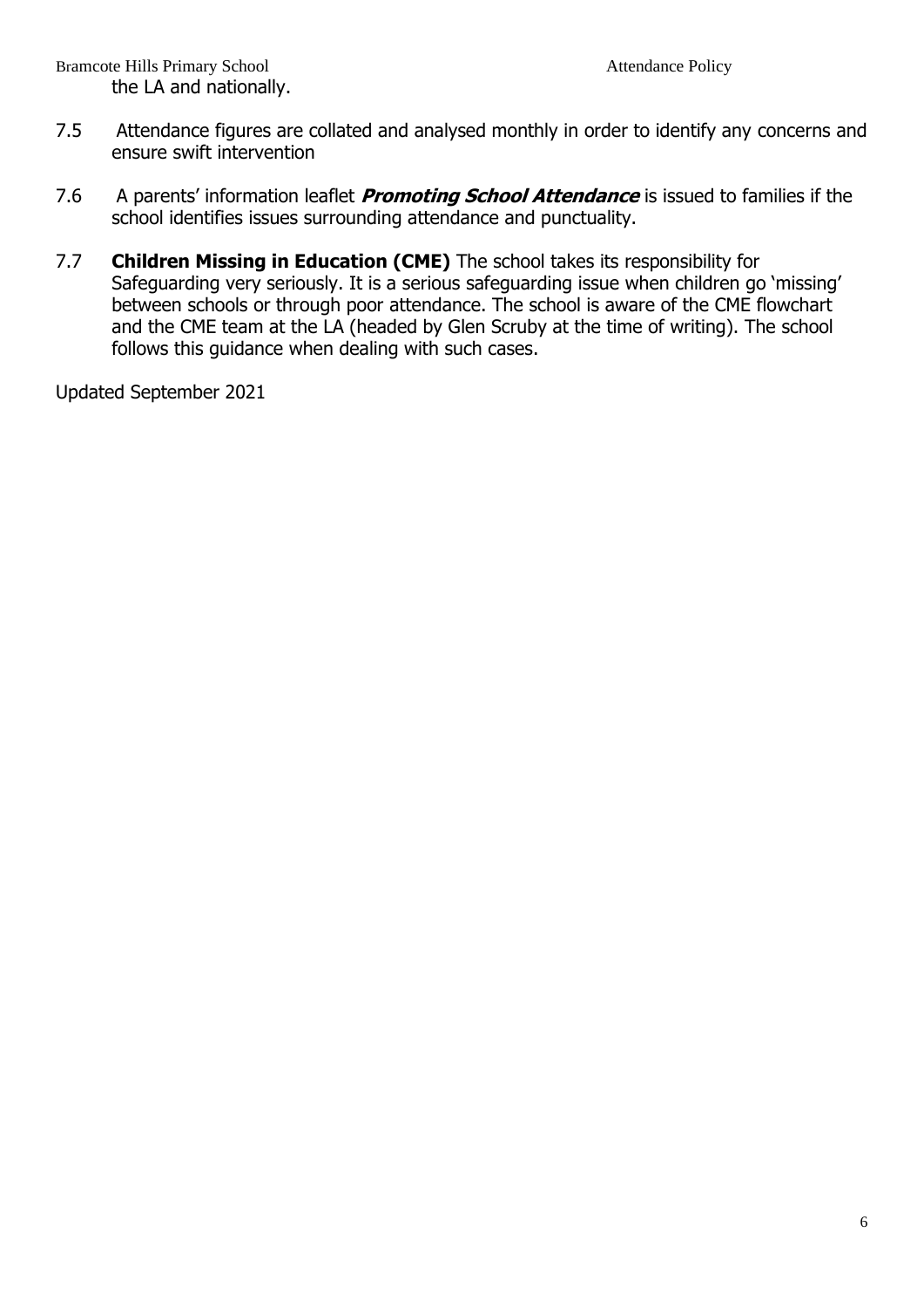the LA and nationally.

7.5 Attendance figures are collated and analysed monthly in order to identify any concerns and ensure swift intervention

7.6 A parents' information leaflet ***Promoting School Attendance*** is issued to families if the school identifies issues surrounding attendance and punctuality.

7.7 **Children Missing in Education (CME)** The school takes its responsibility for Safeguarding very seriously. It is a serious safeguarding issue when children go 'missing' between schools or through poor attendance. The school is aware of the CME flowchart and the CME team at the LA (headed by Glen Scruby at the time of writing). The school follows this guidance when dealing with such cases.

Updated September 2021